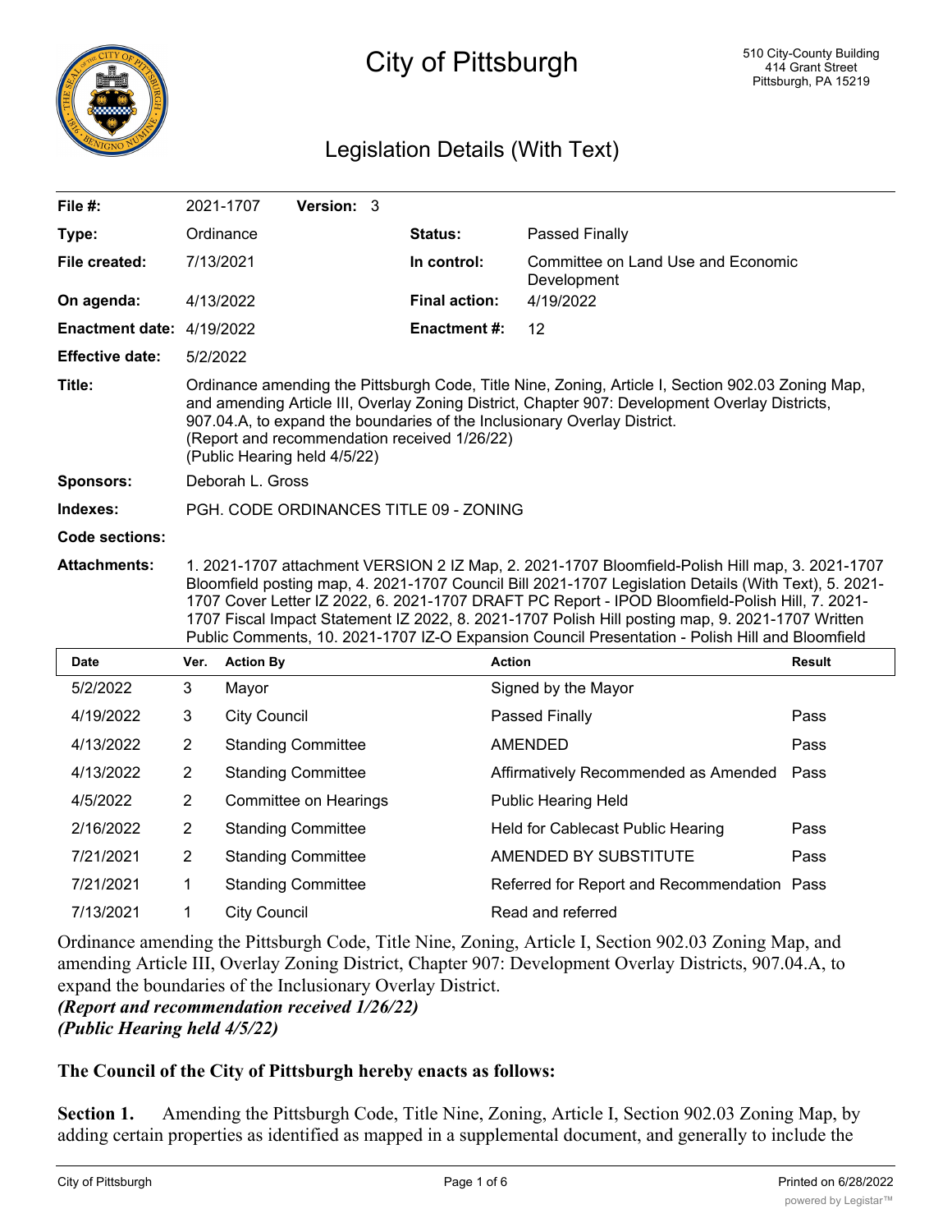# City of Pittsburgh

510 City-County Building
414 Grant Street
Pittsburgh, PA 15219

## Legislation Details (With Text)

| | | | |
|---|---|---|---|
| **File #:** | 2021-1707 **Version:** 3 | | |
| **Type:** | Ordinance | **Status:** | Passed Finally |
| **File created:** | 7/13/2021 | **In control:** | Committee on Land Use and Economic Development |
| **On agenda:** | 4/13/2022 | **Final action:** | 4/19/2022 |
| **Enactment date:** | 4/19/2022 | **Enactment #:** | 12 |
| **Effective date:** | 5/2/2022 | | |

**Title:** Ordinance amending the Pittsburgh Code, Title Nine, Zoning, Article I, Section 902.03 Zoning Map, and amending Article III, Overlay Zoning District, Chapter 907: Development Overlay Districts, 907.04.A, to expand the boundaries of the Inclusionary Overlay District.
(Report and recommendation received 1/26/22)
(Public Hearing held 4/5/22)

**Sponsors:** Deborah L. Gross

**Indexes:** PGH. CODE ORDINANCES TITLE 09 - ZONING

**Code sections:**

**Attachments:** 1. 2021-1707 attachment VERSION 2 IZ Map, 2. 2021-1707 Bloomfield-Polish Hill map, 3. 2021-1707 Bloomfield posting map, 4. 2021-1707 Council Bill 2021-1707 Legislation Details (With Text), 5. 2021-1707 Cover Letter IZ 2022, 6. 2021-1707 DRAFT PC Report - IPOD Bloomfield-Polish Hill, 7. 2021-1707 Fiscal Impact Statement IZ 2022, 8. 2021-1707 Polish Hill posting map, 9. 2021-1707 Written Public Comments, 10. 2021-1707 IZ-O Expansion Council Presentation - Polish Hill and Bloomfield

| Date | Ver. | Action By | Action | Result |
|---|---|---|---|---|
| 5/2/2022 | 3 | Mayor | Signed by the Mayor | |
| 4/19/2022 | 3 | City Council | Passed Finally | Pass |
| 4/13/2022 | 2 | Standing Committee | AMENDED | Pass |
| 4/13/2022 | 2 | Standing Committee | Affirmatively Recommended as Amended | Pass |
| 4/5/2022 | 2 | Committee on Hearings | Public Hearing Held | |
| 2/16/2022 | 2 | Standing Committee | Held for Cablecast Public Hearing | Pass |
| 7/21/2021 | 2 | Standing Committee | AMENDED BY SUBSTITUTE | Pass |
| 7/21/2021 | 1 | Standing Committee | Referred for Report and Recommendation | Pass |
| 7/13/2021 | 1 | City Council | Read and referred | |

Ordinance amending the Pittsburgh Code, Title Nine, Zoning, Article I, Section 902.03 Zoning Map, and amending Article III, Overlay Zoning District, Chapter 907: Development Overlay Districts, 907.04.A, to expand the boundaries of the Inclusionary Overlay District.
***(Report and recommendation received 1/26/22)***
***(Public Hearing held 4/5/22)***

**The Council of the City of Pittsburgh hereby enacts as follows:**

**Section 1.** Amending the Pittsburgh Code, Title Nine, Zoning, Article I, Section 902.03 Zoning Map, by adding certain properties as identified as mapped in a supplemental document, and generally to include the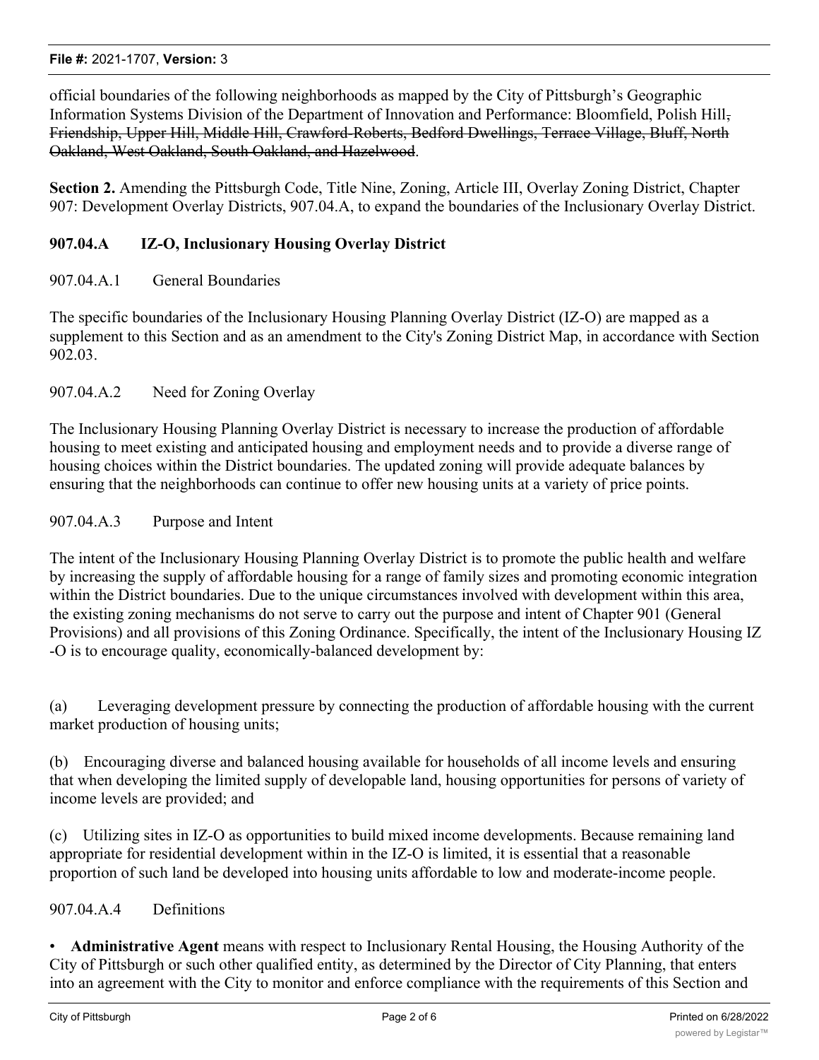official boundaries of the following neighborhoods as mapped by the City of Pittsburgh's Geographic Information Systems Division of the Department of Innovation and Performance: Bloomfield, Polish Hill~~, Friendship, Upper Hill, Middle Hill, Crawford-Roberts, Bedford Dwellings, Terrace Village, Bluff, North Oakland, West Oakland, South Oakland, and Hazelwood~~.

**Section 2.** Amending the Pittsburgh Code, Title Nine, Zoning, Article III, Overlay Zoning District, Chapter 907: Development Overlay Districts, 907.04.A, to expand the boundaries of the Inclusionary Overlay District.

**907.04.A IZ-O, Inclusionary Housing Overlay District**

907.04.A.1 General Boundaries

The specific boundaries of the Inclusionary Housing Planning Overlay District (IZ-O) are mapped as a supplement to this Section and as an amendment to the City's Zoning District Map, in accordance with Section 902.03.

907.04.A.2 Need for Zoning Overlay

The Inclusionary Housing Planning Overlay District is necessary to increase the production of affordable housing to meet existing and anticipated housing and employment needs and to provide a diverse range of housing choices within the District boundaries. The updated zoning will provide adequate balances by ensuring that the neighborhoods can continue to offer new housing units at a variety of price points.

907.04.A.3 Purpose and Intent

The intent of the Inclusionary Housing Planning Overlay District is to promote the public health and welfare by increasing the supply of affordable housing for a range of family sizes and promoting economic integration within the District boundaries. Due to the unique circumstances involved with development within this area, the existing zoning mechanisms do not serve to carry out the purpose and intent of Chapter 901 (General Provisions) and all provisions of this Zoning Ordinance. Specifically, the intent of the Inclusionary Housing IZ-O is to encourage quality, economically-balanced development by:

(a) Leveraging development pressure by connecting the production of affordable housing with the current market production of housing units;

(b) Encouraging diverse and balanced housing available for households of all income levels and ensuring that when developing the limited supply of developable land, housing opportunities for persons of variety of income levels are provided; and

(c) Utilizing sites in IZ-O as opportunities to build mixed income developments. Because remaining land appropriate for residential development within in the IZ-O is limited, it is essential that a reasonable proportion of such land be developed into housing units affordable to low and moderate-income people.

907.04.A.4 Definitions

- **Administrative Agent** means with respect to Inclusionary Rental Housing, the Housing Authority of the City of Pittsburgh or such other qualified entity, as determined by the Director of City Planning, that enters into an agreement with the City to monitor and enforce compliance with the requirements of this Section and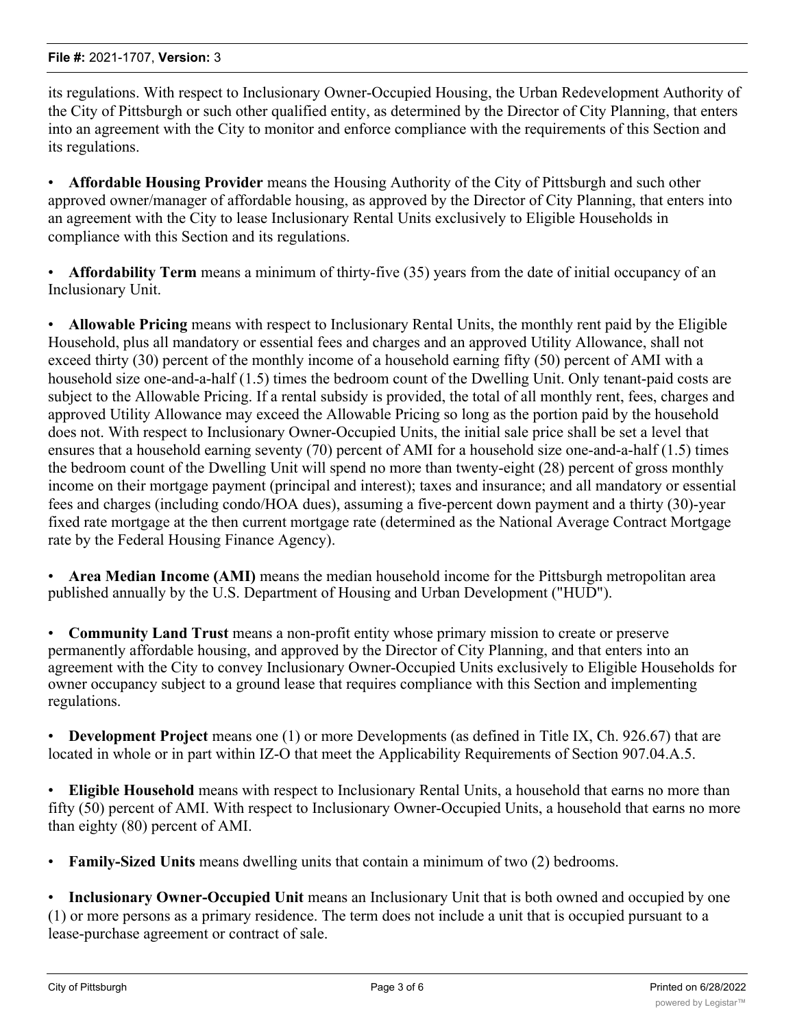its regulations. With respect to Inclusionary Owner-Occupied Housing, the Urban Redevelopment Authority of the City of Pittsburgh or such other qualified entity, as determined by the Director of City Planning, that enters into an agreement with the City to monitor and enforce compliance with the requirements of this Section and its regulations.

- **Affordable Housing Provider** means the Housing Authority of the City of Pittsburgh and such other approved owner/manager of affordable housing, as approved by the Director of City Planning, that enters into an agreement with the City to lease Inclusionary Rental Units exclusively to Eligible Households in compliance with this Section and its regulations.

- **Affordability Term** means a minimum of thirty-five (35) years from the date of initial occupancy of an Inclusionary Unit.

- **Allowable Pricing** means with respect to Inclusionary Rental Units, the monthly rent paid by the Eligible Household, plus all mandatory or essential fees and charges and an approved Utility Allowance, shall not exceed thirty (30) percent of the monthly income of a household earning fifty (50) percent of AMI with a household size one-and-a-half (1.5) times the bedroom count of the Dwelling Unit. Only tenant-paid costs are subject to the Allowable Pricing. If a rental subsidy is provided, the total of all monthly rent, fees, charges and approved Utility Allowance may exceed the Allowable Pricing so long as the portion paid by the household does not. With respect to Inclusionary Owner-Occupied Units, the initial sale price shall be set a level that ensures that a household earning seventy (70) percent of AMI for a household size one-and-a-half (1.5) times the bedroom count of the Dwelling Unit will spend no more than twenty-eight (28) percent of gross monthly income on their mortgage payment (principal and interest); taxes and insurance; and all mandatory or essential fees and charges (including condo/HOA dues), assuming a five-percent down payment and a thirty (30)-year fixed rate mortgage at the then current mortgage rate (determined as the National Average Contract Mortgage rate by the Federal Housing Finance Agency).

- **Area Median Income (AMI)** means the median household income for the Pittsburgh metropolitan area published annually by the U.S. Department of Housing and Urban Development ("HUD").

- **Community Land Trust** means a non-profit entity whose primary mission to create or preserve permanently affordable housing, and approved by the Director of City Planning, and that enters into an agreement with the City to convey Inclusionary Owner-Occupied Units exclusively to Eligible Households for owner occupancy subject to a ground lease that requires compliance with this Section and implementing regulations.

- **Development Project** means one (1) or more Developments (as defined in Title IX, Ch. 926.67) that are located in whole or in part within IZ-O that meet the Applicability Requirements of Section 907.04.A.5.

- **Eligible Household** means with respect to Inclusionary Rental Units, a household that earns no more than fifty (50) percent of AMI. With respect to Inclusionary Owner-Occupied Units, a household that earns no more than eighty (80) percent of AMI.

- **Family-Sized Units** means dwelling units that contain a minimum of two (2) bedrooms.

- **Inclusionary Owner-Occupied Unit** means an Inclusionary Unit that is both owned and occupied by one (1) or more persons as a primary residence. The term does not include a unit that is occupied pursuant to a lease-purchase agreement or contract of sale.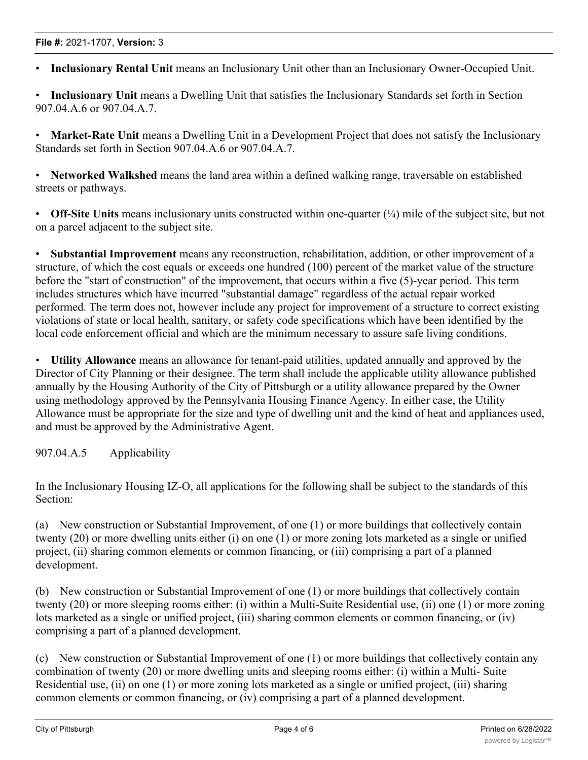- **Inclusionary Rental Unit** means an Inclusionary Unit other than an Inclusionary Owner-Occupied Unit.

- **Inclusionary Unit** means a Dwelling Unit that satisfies the Inclusionary Standards set forth in Section 907.04.A.6 or 907.04.A.7.

- **Market-Rate Unit** means a Dwelling Unit in a Development Project that does not satisfy the Inclusionary Standards set forth in Section 907.04.A.6 or 907.04.A.7.

- **Networked Walkshed** means the land area within a defined walking range, traversable on established streets or pathways.

- **Off-Site Units** means inclusionary units constructed within one-quarter (¼) mile of the subject site, but not on a parcel adjacent to the subject site.

- **Substantial Improvement** means any reconstruction, rehabilitation, addition, or other improvement of a structure, of which the cost equals or exceeds one hundred (100) percent of the market value of the structure before the "start of construction" of the improvement, that occurs within a five (5)-year period. This term includes structures which have incurred "substantial damage" regardless of the actual repair worked performed. The term does not, however include any project for improvement of a structure to correct existing violations of state or local health, sanitary, or safety code specifications which have been identified by the local code enforcement official and which are the minimum necessary to assure safe living conditions.

- **Utility Allowance** means an allowance for tenant-paid utilities, updated annually and approved by the Director of City Planning or their designee. The term shall include the applicable utility allowance published annually by the Housing Authority of the City of Pittsburgh or a utility allowance prepared by the Owner using methodology approved by the Pennsylvania Housing Finance Agency. In either case, the Utility Allowance must be appropriate for the size and type of dwelling unit and the kind of heat and appliances used, and must be approved by the Administrative Agent.

907.04.A.5 Applicability

In the Inclusionary Housing IZ-O, all applications for the following shall be subject to the standards of this Section:

(a) New construction or Substantial Improvement, of one (1) or more buildings that collectively contain twenty (20) or more dwelling units either (i) on one (1) or more zoning lots marketed as a single or unified project, (ii) sharing common elements or common financing, or (iii) comprising a part of a planned development.

(b) New construction or Substantial Improvement of one (1) or more buildings that collectively contain twenty (20) or more sleeping rooms either: (i) within a Multi-Suite Residential use, (ii) one (1) or more zoning lots marketed as a single or unified project, (iii) sharing common elements or common financing, or (iv) comprising a part of a planned development.

(c) New construction or Substantial Improvement of one (1) or more buildings that collectively contain any combination of twenty (20) or more dwelling units and sleeping rooms either: (i) within a Multi- Suite Residential use, (ii) on one (1) or more zoning lots marketed as a single or unified project, (iii) sharing common elements or common financing, or (iv) comprising a part of a planned development.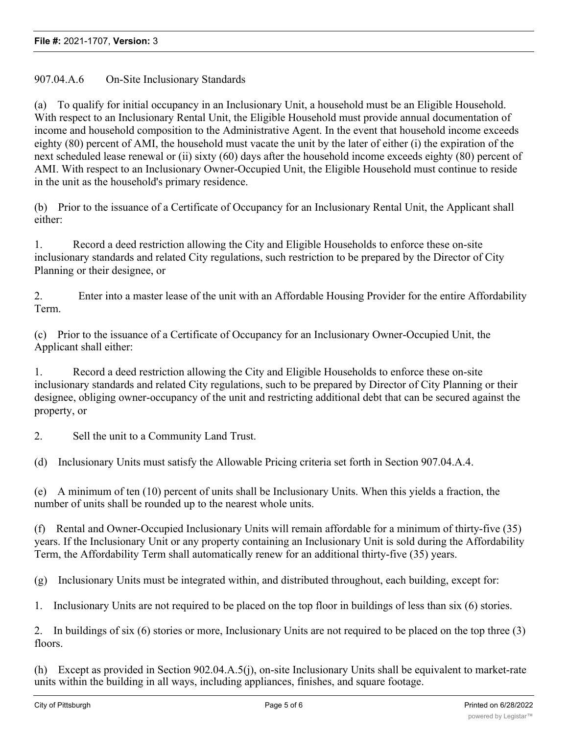907.04.A.6 On-Site Inclusionary Standards

(a) To qualify for initial occupancy in an Inclusionary Unit, a household must be an Eligible Household. With respect to an Inclusionary Rental Unit, the Eligible Household must provide annual documentation of income and household composition to the Administrative Agent. In the event that household income exceeds eighty (80) percent of AMI, the household must vacate the unit by the later of either (i) the expiration of the next scheduled lease renewal or (ii) sixty (60) days after the household income exceeds eighty (80) percent of AMI. With respect to an Inclusionary Owner-Occupied Unit, the Eligible Household must continue to reside in the unit as the household's primary residence.

(b) Prior to the issuance of a Certificate of Occupancy for an Inclusionary Rental Unit, the Applicant shall either:

1. Record a deed restriction allowing the City and Eligible Households to enforce these on-site inclusionary standards and related City regulations, such restriction to be prepared by the Director of City Planning or their designee, or

2. Enter into a master lease of the unit with an Affordable Housing Provider for the entire Affordability Term.

(c) Prior to the issuance of a Certificate of Occupancy for an Inclusionary Owner-Occupied Unit, the Applicant shall either:

1. Record a deed restriction allowing the City and Eligible Households to enforce these on-site inclusionary standards and related City regulations, such to be prepared by Director of City Planning or their designee, obliging owner-occupancy of the unit and restricting additional debt that can be secured against the property, or

2. Sell the unit to a Community Land Trust.

(d) Inclusionary Units must satisfy the Allowable Pricing criteria set forth in Section 907.04.A.4.

(e) A minimum of ten (10) percent of units shall be Inclusionary Units. When this yields a fraction, the number of units shall be rounded up to the nearest whole units.

(f) Rental and Owner-Occupied Inclusionary Units will remain affordable for a minimum of thirty-five (35) years. If the Inclusionary Unit or any property containing an Inclusionary Unit is sold during the Affordability Term, the Affordability Term shall automatically renew for an additional thirty-five (35) years.

(g) Inclusionary Units must be integrated within, and distributed throughout, each building, except for:

1. Inclusionary Units are not required to be placed on the top floor in buildings of less than six (6) stories.

2. In buildings of six (6) stories or more, Inclusionary Units are not required to be placed on the top three (3) floors.

(h) Except as provided in Section 902.04.A.5(j), on-site Inclusionary Units shall be equivalent to market-rate units within the building in all ways, including appliances, finishes, and square footage.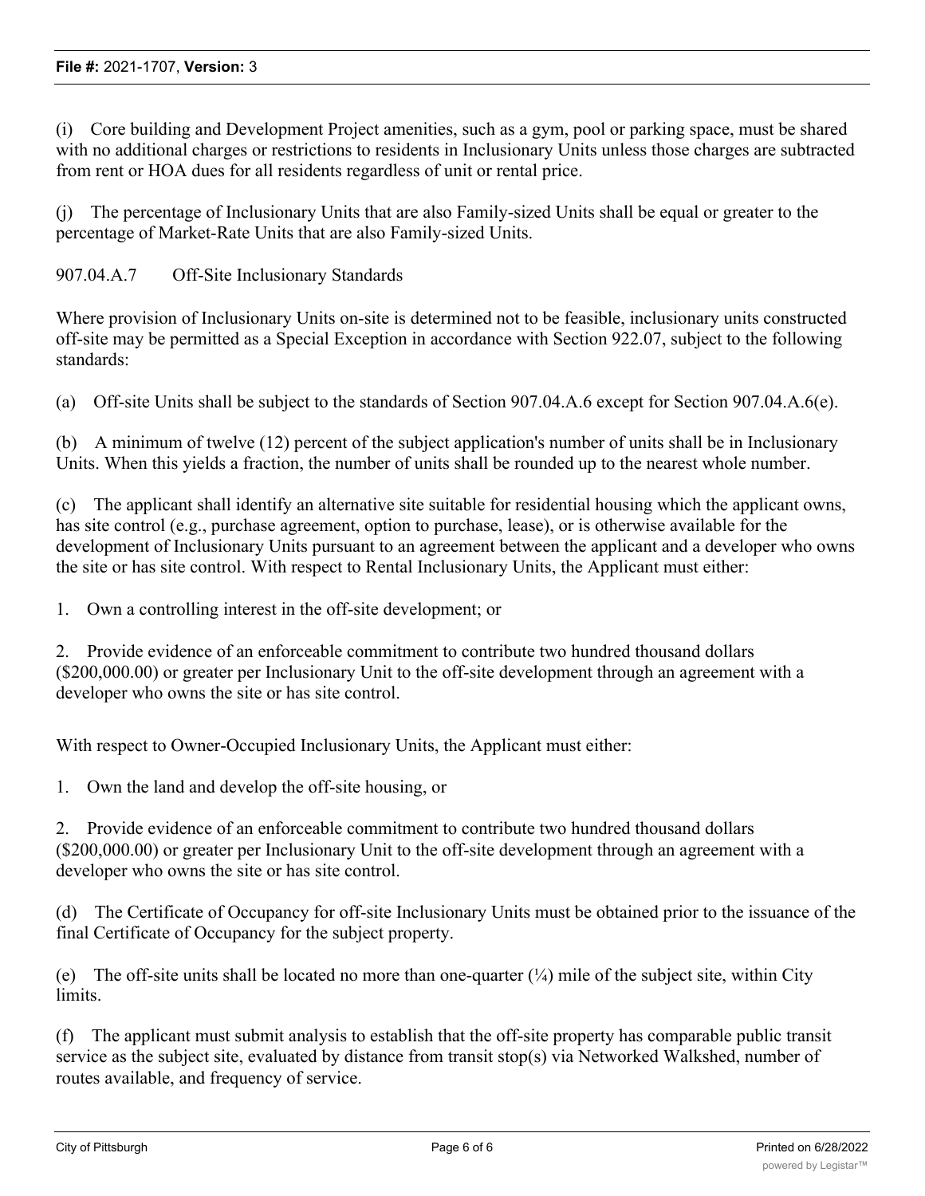(i) Core building and Development Project amenities, such as a gym, pool or parking space, must be shared with no additional charges or restrictions to residents in Inclusionary Units unless those charges are subtracted from rent or HOA dues for all residents regardless of unit or rental price.

(j) The percentage of Inclusionary Units that are also Family-sized Units shall be equal or greater to the percentage of Market-Rate Units that are also Family-sized Units.

907.04.A.7 Off-Site Inclusionary Standards

Where provision of Inclusionary Units on-site is determined not to be feasible, inclusionary units constructed off-site may be permitted as a Special Exception in accordance with Section 922.07, subject to the following standards:

(a) Off-site Units shall be subject to the standards of Section 907.04.A.6 except for Section 907.04.A.6(e).

(b) A minimum of twelve (12) percent of the subject application's number of units shall be in Inclusionary Units. When this yields a fraction, the number of units shall be rounded up to the nearest whole number.

(c) The applicant shall identify an alternative site suitable for residential housing which the applicant owns, has site control (e.g., purchase agreement, option to purchase, lease), or is otherwise available for the development of Inclusionary Units pursuant to an agreement between the applicant and a developer who owns the site or has site control. With respect to Rental Inclusionary Units, the Applicant must either:

1. Own a controlling interest in the off-site development; or

2. Provide evidence of an enforceable commitment to contribute two hundred thousand dollars ($200,000.00) or greater per Inclusionary Unit to the off-site development through an agreement with a developer who owns the site or has site control.

With respect to Owner-Occupied Inclusionary Units, the Applicant must either:

1. Own the land and develop the off-site housing, or

2. Provide evidence of an enforceable commitment to contribute two hundred thousand dollars ($200,000.00) or greater per Inclusionary Unit to the off-site development through an agreement with a developer who owns the site or has site control.

(d) The Certificate of Occupancy for off-site Inclusionary Units must be obtained prior to the issuance of the final Certificate of Occupancy for the subject property.

(e) The off-site units shall be located no more than one-quarter (¼) mile of the subject site, within City limits.

(f) The applicant must submit analysis to establish that the off-site property has comparable public transit service as the subject site, evaluated by distance from transit stop(s) via Networked Walkshed, number of routes available, and frequency of service.